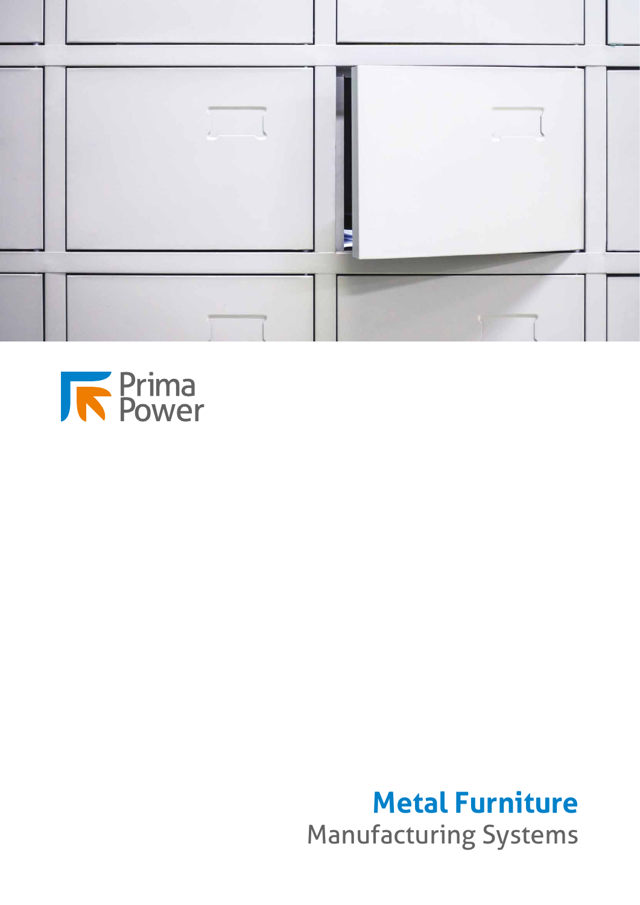Prima Power

# Metal Furniture

Manufacturing Systems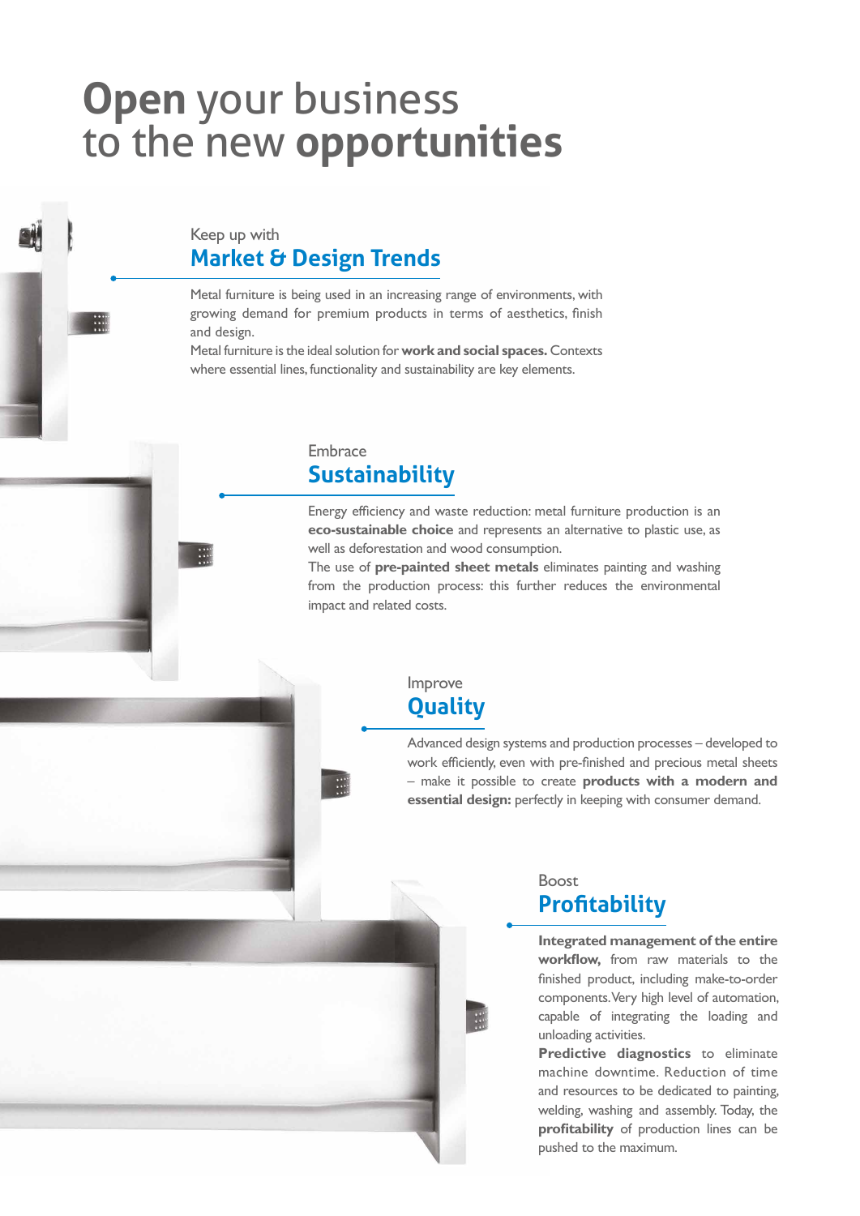# **Open** your business to the new **opportunities**

Keep up with

## Market & Design Trends

Metal furniture is being used in an increasing range of environments, with growing demand for premium products in terms of aesthetics, finish and design.
Metal furniture is the ideal solution for **work and social spaces.** Contexts where essential lines, functionality and sustainability are key elements.

Embrace

## Sustainability

Energy efficiency and waste reduction: metal furniture production is an **eco-sustainable choice** and represents an alternative to plastic use, as well as deforestation and wood consumption.
The use of **pre-painted sheet metals** eliminates painting and washing from the production process: this further reduces the environmental impact and related costs.

Improve

## Quality

Advanced design systems and production processes – developed to work efficiently, even with pre-finished and precious metal sheets – make it possible to create **products with a modern and essential design:** perfectly in keeping with consumer demand.

Boost

## Profitability

**Integrated management of the entire workflow,** from raw materials to the finished product, including make-to-order components. Very high level of automation, capable of integrating the loading and unloading activities.
**Predictive diagnostics** to eliminate machine downtime. Reduction of time and resources to be dedicated to painting, welding, washing and assembly. Today, the **profitability** of production lines can be pushed to the maximum.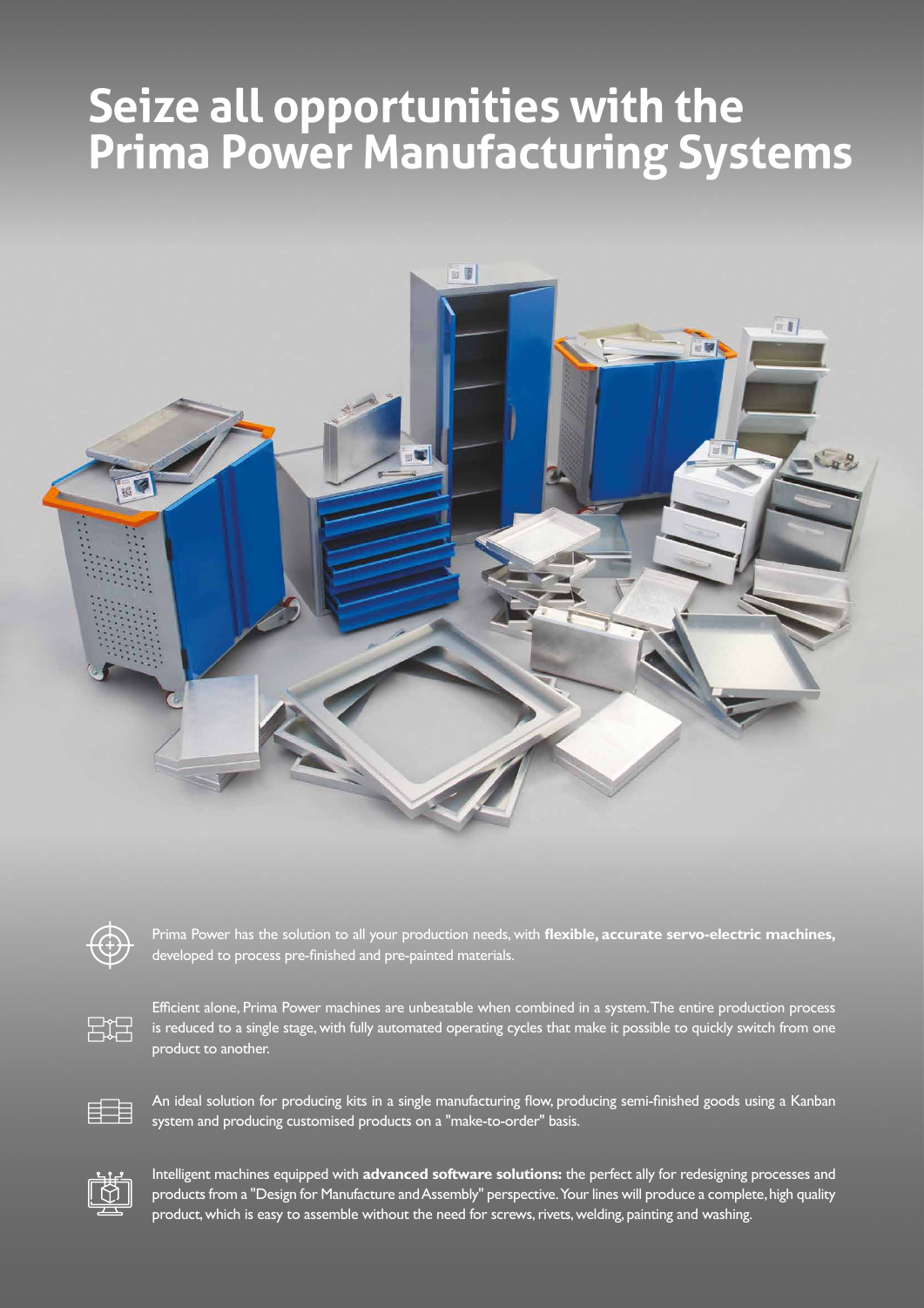# Seize all opportunities with the Prima Power Manufacturing Systems

Prima Power has the solution to all your production needs, with **flexible, accurate servo-electric machines,** developed to process pre-finished and pre-painted materials.

Efficient alone, Prima Power machines are unbeatable when combined in a system. The entire production process is reduced to a single stage, with fully automated operating cycles that make it possible to quickly switch from one product to another.

An ideal solution for producing kits in a single manufacturing flow, producing semi-finished goods using a Kanban system and producing customised products on a "make-to-order" basis.

Intelligent machines equipped with **advanced software solutions:** the perfect ally for redesigning processes and products from a "Design for Manufacture and Assembly" perspective. Your lines will produce a complete, high quality product, which is easy to assemble without the need for screws, rivets, welding, painting and washing.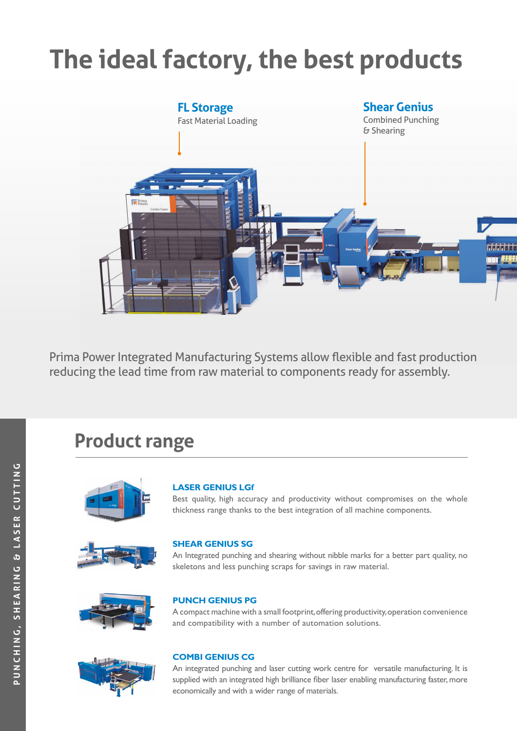# The ideal factory, the best products

**FL Storage**
Fast Material Loading

**Shear Genius**
Combined Punching & Shearing

Prima Power Integrated Manufacturing Systems allow flexible and fast production reducing the lead time from raw material to components ready for assembly.

PUNCHING, SHEARING & LASER CUTTING

## Product range

**LASER GENIUS LGf**
Best quality, high accuracy and productivity without compromises on the whole thickness range thanks to the best integration of all machine components.

**SHEAR GENIUS SG**
An Integrated punching and shearing without nibble marks for a better part quality, no skeletons and less punching scraps for savings in raw material.

**PUNCH GENIUS PG**
A compact machine with a small footprint, offering productivity, operation convenience and compatibility with a number of automation solutions.

**COMBI GENIUS CG**
An integrated punching and laser cutting work centre for versatile manufacturing. It is supplied with an integrated high brilliance fiber laser enabling manufacturing faster, more economically and with a wider range of materials.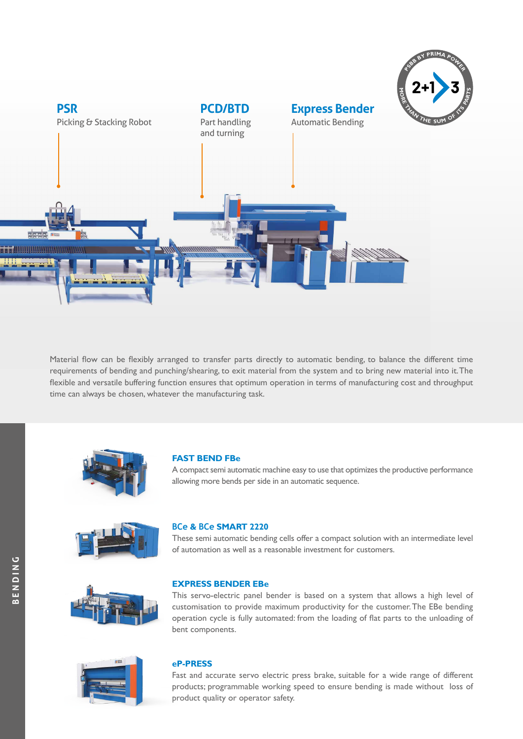**PSR**
Picking & Stacking Robot

**PCD/BTD**
Part handling and turning

**Express Bender**
Automatic Bending

PSBB BY PRIMA POWER — 2+1 > 3 — MORE THAN THE SUM OF ITS PARTS

Material flow can be flexibly arranged to transfer parts directly to automatic bending, to balance the different time requirements of bending and punching/shearing, to exit material from the system and to bring new material into it. The flexible and versatile buffering function ensures that optimum operation in terms of manufacturing cost and throughput time can always be chosen, whatever the manufacturing task.

BENDING

### FAST BEND FBe

A compact semi automatic machine easy to use that optimizes the productive performance allowing more bends per side in an automatic sequence.

### BCe & BCe SMART 2220

These semi automatic bending cells offer a compact solution with an intermediate level of automation as well as a reasonable investment for customers.

### EXPRESS BENDER EBe

This servo-electric panel bender is based on a system that allows a high level of customisation to provide maximum productivity for the customer. The EBe bending operation cycle is fully automated: from the loading of flat parts to the unloading of bent components.

### eP-PRESS

Fast and accurate servo electric press brake, suitable for a wide range of different products; programmable working speed to ensure bending is made without loss of product quality or operator safety.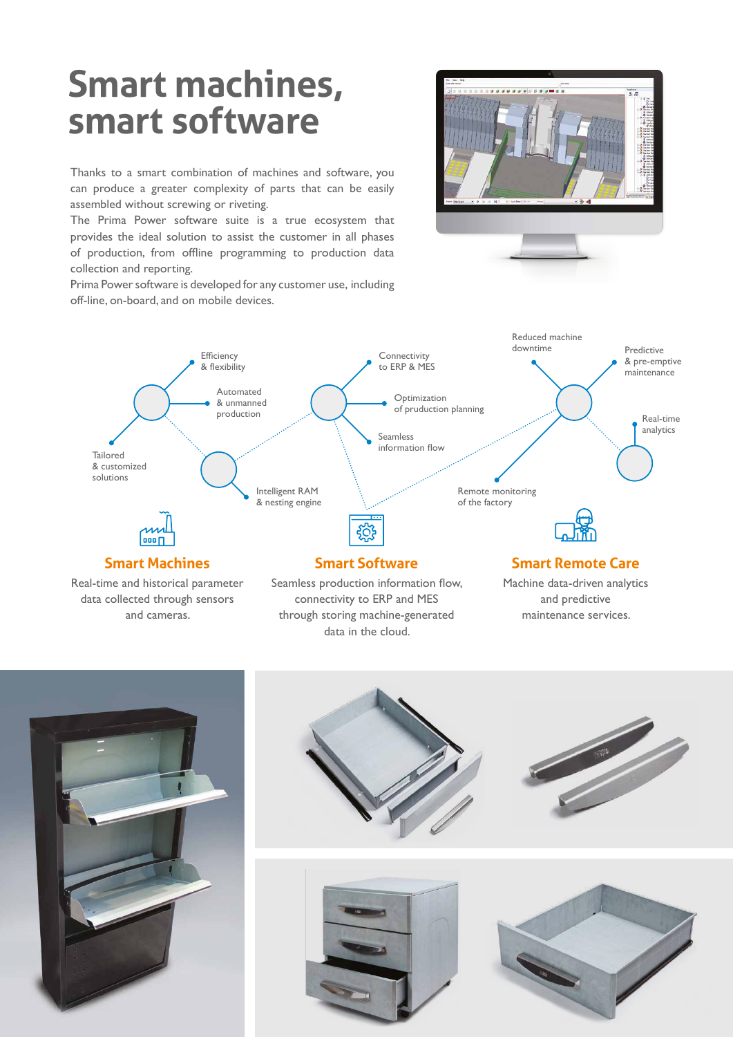# Smart machines, smart software

Thanks to a smart combination of machines and software, you can produce a greater complexity of parts that can be easily assembled without screwing or riveting.

The Prima Power software suite is a true ecosystem that provides the ideal solution to assist the customer in all phases of production, from offline programming to production data collection and reporting.

Prima Power software is developed for any customer use, including off-line, on-board, and on mobile devices.

Efficiency & flexibility

Automated & unmanned production

Tailored & customized solutions

Intelligent RAM & nesting engine

Connectivity to ERP & MES

Optimization of production planning

Seamless information flow

Reduced machine downtime

Predictive & pre-emptive maintenance

Real-time analytics

Remote monitoring of the factory

## Smart Machines

Real-time and historical parameter data collected through sensors and cameras.

## Smart Software

Seamless production information flow, connectivity to ERP and MES through storing machine-generated data in the cloud.

## Smart Remote Care

Machine data-driven analytics and predictive maintenance services.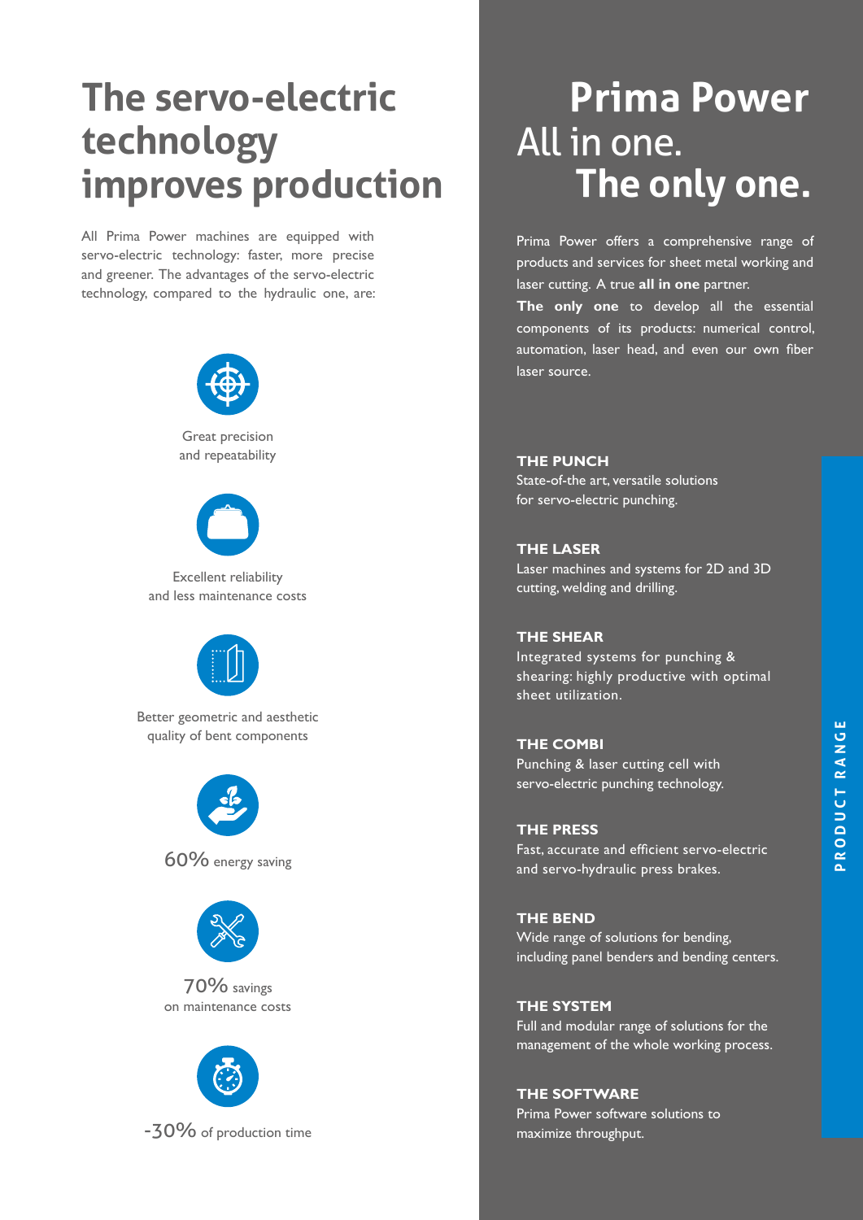# The servo-electric technology improves production

All Prima Power machines are equipped with servo-electric technology: faster, more precise and greener. The advantages of the servo-electric technology, compared to the hydraulic one, are:

Great precision and repeatability

Excellent reliability and less maintenance costs

Better geometric and aesthetic quality of bent components

60% energy saving

70% savings on maintenance costs

-30% of production time

# Prima Power All in one. The only one.

Prima Power offers a comprehensive range of products and services for sheet metal working and laser cutting. A true **all in one** partner. **The only one** to develop all the essential components of its products: numerical control, automation, laser head, and even our own fiber laser source.

## PRODUCT RANGE

**THE PUNCH**
State-of-the art, versatile solutions for servo-electric punching.

**THE LASER**
Laser machines and systems for 2D and 3D cutting, welding and drilling.

**THE SHEAR**
Integrated systems for punching & shearing: highly productive with optimal sheet utilization.

**THE COMBI**
Punching & laser cutting cell with servo-electric punching technology.

**THE PRESS**
Fast, accurate and efficient servo-electric and servo-hydraulic press brakes.

**THE BEND**
Wide range of solutions for bending, including panel benders and bending centers.

**THE SYSTEM**
Full and modular range of solutions for the management of the whole working process.

**THE SOFTWARE**
Prima Power software solutions to maximize throughput.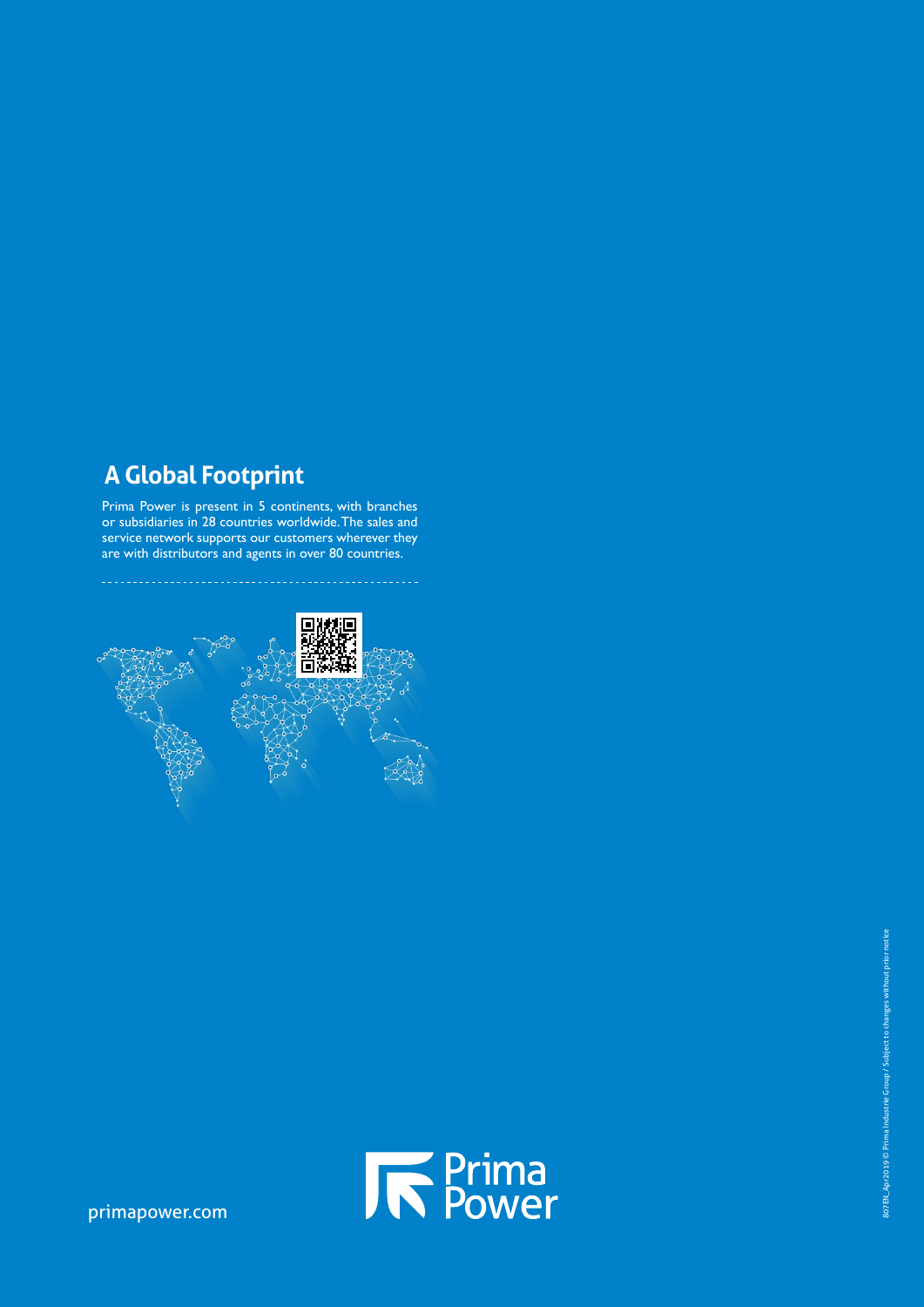## A Global Footprint

Prima Power is present in 5 continents, with branches or subsidiaries in 28 countries worldwide. The sales and service network supports our customers wherever they are with distributors and agents in over 80 countries.

Prima Power

primapower.com

807EN_Apr2019 © Prima Industrie Group / Subject to changes without prior notice